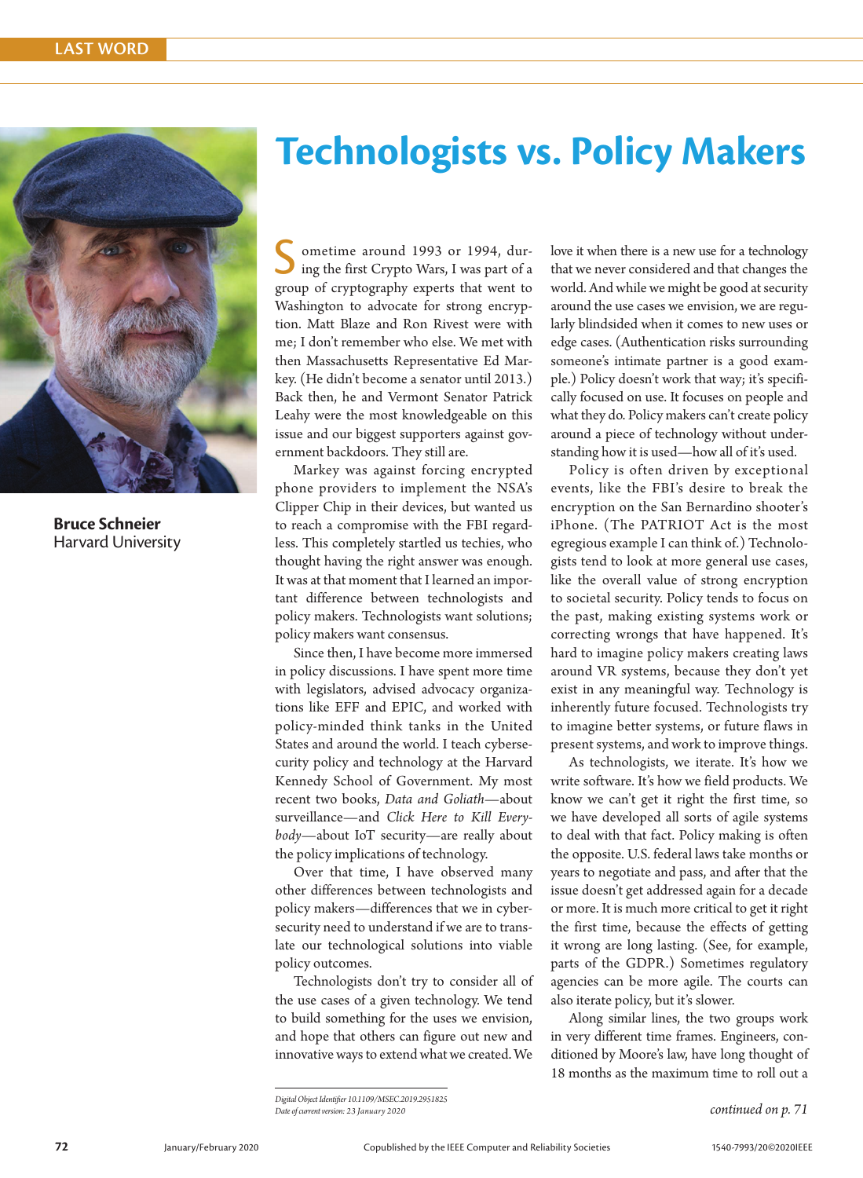# Technologists vs. Policy Makers

**Bruce Schneier**
Harvard University

Sometime around 1993 or 1994, during the first Crypto Wars, I was part of a group of cryptography experts that went to Washington to advocate for strong encryption. Matt Blaze and Ron Rivest were with me; I don't remember who else. We met with then Massachusetts Representative Ed Markey. (He didn't become a senator until 2013.) Back then, he and Vermont Senator Patrick Leahy were the most knowledgeable on this issue and our biggest supporters against government backdoors. They still are.

Markey was against forcing encrypted phone providers to implement the NSA's Clipper Chip in their devices, but wanted us to reach a compromise with the FBI regardless. This completely startled us techies, who thought having the right answer was enough. It was at that moment that I learned an important difference between technologists and policy makers. Technologists want solutions; policy makers want consensus.

Since then, I have become more immersed in policy discussions. I have spent more time with legislators, advised advocacy organizations like EFF and EPIC, and worked with policy-minded think tanks in the United States and around the world. I teach cybersecurity policy and technology at the Harvard Kennedy School of Government. My most recent two books, *Data and Goliath*—about surveillance—and *Click Here to Kill Everybody*—about IoT security—are really about the policy implications of technology.

Over that time, I have observed many other differences between technologists and policy makers—differences that we in cybersecurity need to understand if we are to translate our technological solutions into viable policy outcomes.

Technologists don't try to consider all of the use cases of a given technology. We tend to build something for the uses we envision, and hope that others can figure out new and innovative ways to extend what we created. We love it when there is a new use for a technology that we never considered and that changes the world. And while we might be good at security around the use cases we envision, we are regularly blindsided when it comes to new uses or edge cases. (Authentication risks surrounding someone's intimate partner is a good example.) Policy doesn't work that way; it's specifically focused on use. It focuses on people and what they do. Policy makers can't create policy around a piece of technology without understanding how it is used—how all of it's used.

Policy is often driven by exceptional events, like the FBI's desire to break the encryption on the San Bernardino shooter's iPhone. (The PATRIOT Act is the most egregious example I can think of.) Technologists tend to look at more general use cases, like the overall value of strong encryption to societal security. Policy tends to focus on the past, making existing systems work or correcting wrongs that have happened. It's hard to imagine policy makers creating laws around VR systems, because they don't yet exist in any meaningful way. Technology is inherently future focused. Technologists try to imagine better systems, or future flaws in present systems, and work to improve things.

As technologists, we iterate. It's how we write software. It's how we field products. We know we can't get it right the first time, so we have developed all sorts of agile systems to deal with that fact. Policy making is often the opposite. U.S. federal laws take months or years to negotiate and pass, and after that the issue doesn't get addressed again for a decade or more. It is much more critical to get it right the first time, because the effects of getting it wrong are long lasting. (See, for example, parts of the GDPR.) Sometimes regulatory agencies can be more agile. The courts can also iterate policy, but it's slower.

Along similar lines, the two groups work in very different time frames. Engineers, conditioned by Moore's law, have long thought of 18 months as the maximum time to roll out a

*continued on p. 71*

*Digital Object Identifier 10.1109/MSEC.2019.2951825*
*Date of current version: 23 January 2020*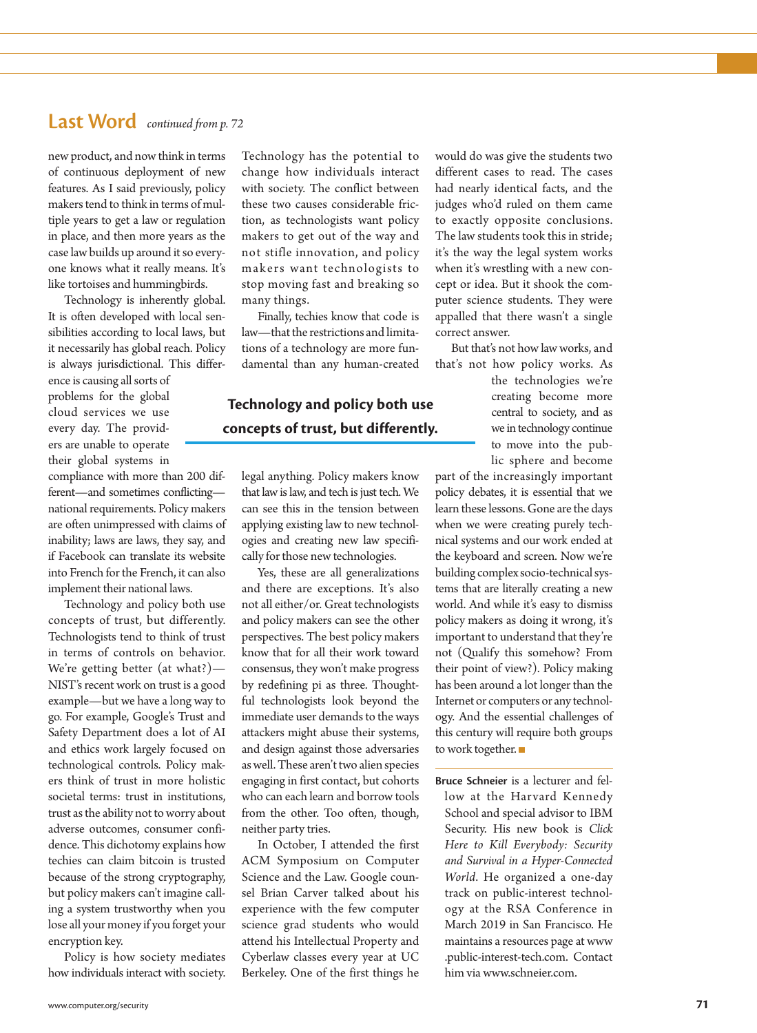## Last Word *continued from p. 72*

new product, and now think in terms of continuous deployment of new features. As I said previously, policy makers tend to think in terms of multiple years to get a law or regulation in place, and then more years as the case law builds up around it so everyone knows what it really means. It's like tortoises and hummingbirds.

Technology is inherently global. It is often developed with local sensibilities according to local laws, but it necessarily has global reach. Policy is always jurisdictional. This difference is causing all sorts of problems for the global cloud services we use every day. The providers are unable to operate their global systems in compliance with more than 200 different—and sometimes conflicting—national requirements. Policy makers are often unimpressed with claims of inability; laws are laws, they say, and if Facebook can translate its website into French for the French, it can also implement their national laws.

Technology and policy both use concepts of trust, but differently. Technologists tend to think of trust in terms of controls on behavior. We're getting better (at what?)—NIST's recent work on trust is a good example—but we have a long way to go. For example, Google's Trust and Safety Department does a lot of AI and ethics work largely focused on technological controls. Policy makers think of trust in more holistic societal terms: trust in institutions, trust as the ability not to worry about adverse outcomes, consumer confidence. This dichotomy explains how techies can claim bitcoin is trusted because of the strong cryptography, but policy makers can't imagine calling a system trustworthy when you lose all your money if you forget your encryption key.

Policy is how society mediates how individuals interact with society. Technology has the potential to change how individuals interact with society. The conflict between these two causes considerable friction, as technologists want policy makers to get out of the way and not stifle innovation, and policy makers want technologists to stop moving fast and breaking so many things.

Finally, techies know that code is law—that the restrictions and limitations of a technology are more fundamental than any human-created legal anything. Policy makers know that law is law, and tech is just tech. We can see this in the tension between applying existing law to new technologies and creating new law specifically for those new technologies.

> **Technology and policy both use concepts of trust, but differently.**

Yes, these are all generalizations and there are exceptions. It's also not all either/or. Great technologists and policy makers can see the other perspectives. The best policy makers know that for all their work toward consensus, they won't make progress by redefining pi as three. Thoughtful technologists look beyond the immediate user demands to the ways attackers might abuse their systems, and design against those adversaries as well. These aren't two alien species engaging in first contact, but cohorts who can each learn and borrow tools from the other. Too often, though, neither party tries.

In October, I attended the first ACM Symposium on Computer Science and the Law. Google counsel Brian Carver talked about his experience with the few computer science grad students who would attend his Intellectual Property and Cyberlaw classes every year at UC Berkeley. One of the first things he would do was give the students two different cases to read. The cases had nearly identical facts, and the judges who'd ruled on them came to exactly opposite conclusions. The law students took this in stride; it's the way the legal system works when it's wrestling with a new concept or idea. But it shook the computer science students. They were appalled that there wasn't a single correct answer.

But that's not how law works, and that's not how policy works. As the technologies we're creating become more central to society, and as we in technology continue to move into the public sphere and become part of the increasingly important policy debates, it is essential that we learn these lessons. Gone are the days when we were creating purely technical systems and our work ended at the keyboard and screen. Now we're building complex socio-technical systems that are literally creating a new world. And while it's easy to dismiss policy makers as doing it wrong, it's important to understand that they're not (Qualify this somehow? From their point of view?). Policy making has been around a lot longer than the Internet or computers or any technology. And the essential challenges of this century will require both groups to work together. ■

---

**Bruce Schneier** is a lecturer and fellow at the Harvard Kennedy School and special advisor to IBM Security. His new book is *Click Here to Kill Everybody: Security and Survival in a Hyper-Connected World*. He organized a one-day track on public-interest technology at the RSA Conference in March 2019 in San Francisco. He maintains a resources page at www.public-interest-tech.com. Contact him via www.schneier.com.